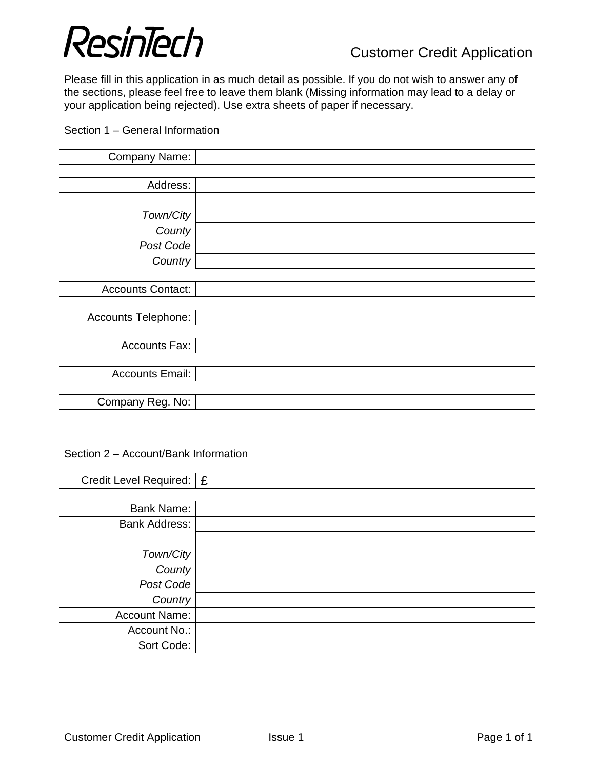# ResinTech

## Customer Credit Application

Please fill in this application in as much detail as possible. If you do not wish to answer any of the sections, please feel free to leave them blank (Missing information may lead to a delay or your application being rejected). Use extra sheets of paper if necessary.

### Section 1 – General Information

| Company Name: | |
|---|---|

| Address: | |
|---|---|
| | |
| *Town/City* | |
| *County* | |
| *Post Code* | |
| *Country* | |

| Accounts Contact: | |
|---|---|

| Accounts Telephone: | |
|---|---|

| Accounts Fax: | |
|---|---|

| Accounts Email: | |
|---|---|

| Company Reg. No: | |
|---|---|

### Section 2 – Account/Bank Information

| Credit Level Required: | £ |
|---|---|

| Bank Name: | |
|---|---|
| Bank Address: | |
| | |
| *Town/City* | |
| *County* | |
| *Post Code* | |
| *Country* | |
| Account Name: | |
| Account No.: | |
| Sort Code: | |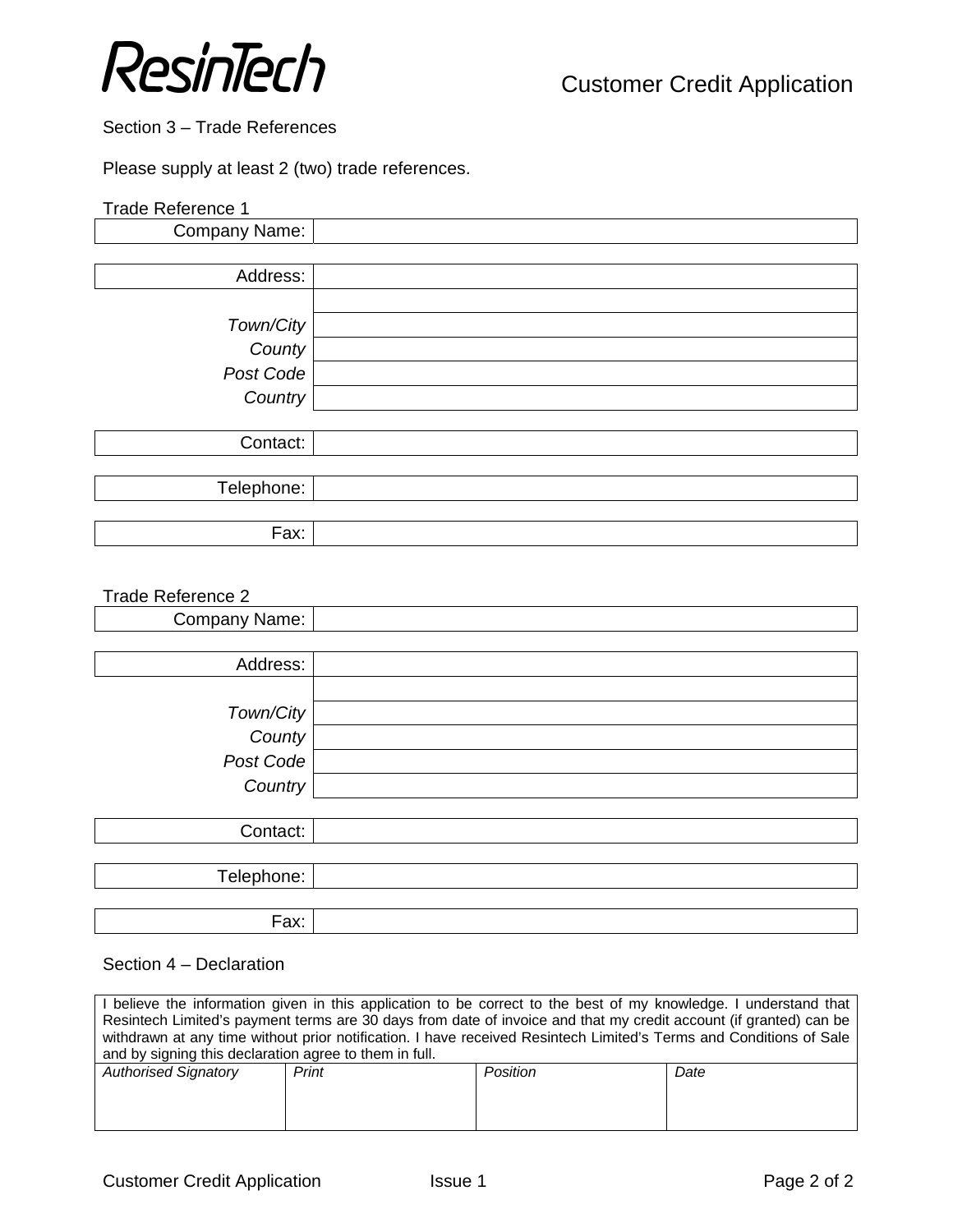ResinTech

Customer Credit Application

## Section 3 – Trade References

Please supply at least 2 (two) trade references.

### Trade Reference 1

| | |
|---|---|
| Company Name: | |
| Address: | |
| | |
| *Town/City* | |
| *County* | |
| *Post Code* | |
| *Country* | |
| Contact: | |
| Telephone: | |
| Fax: | |

### Trade Reference 2

| | |
|---|---|
| Company Name: | |
| Address: | |
| | |
| *Town/City* | |
| *County* | |
| *Post Code* | |
| *Country* | |
| Contact: | |
| Telephone: | |
| Fax: | |

## Section 4 – Declaration

I believe the information given in this application to be correct to the best of my knowledge. I understand that Resintech Limited's payment terms are 30 days from date of invoice and that my credit account (if granted) can be withdrawn at any time without prior notification. I have received Resintech Limited's Terms and Conditions of Sale and by signing this declaration agree to them in full.

| *Authorised Signatory* | *Print* | *Position* | *Date* |
|---|---|---|---|
| | | | |